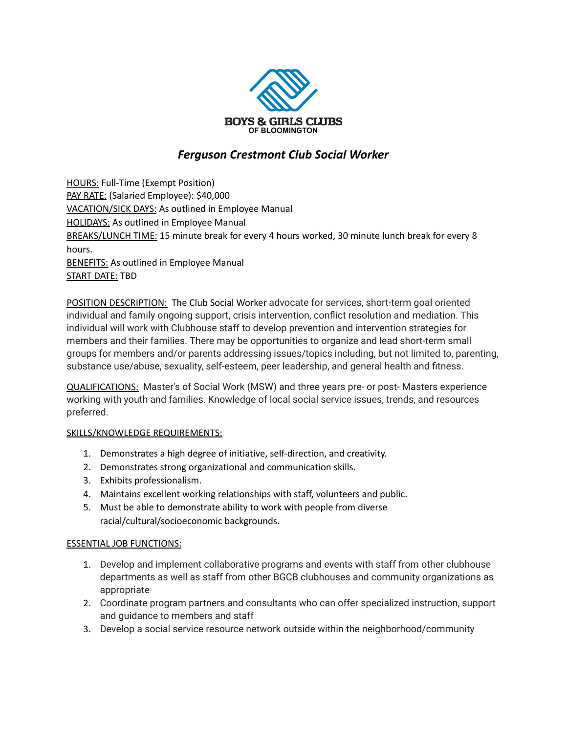BOYS & GIRLS CLUBS
OF BLOOMINGTON

# *Ferguson Crestmont Club Social Worker*

HOURS: Full-Time (Exempt Position)
PAY RATE: (Salaried Employee): $40,000
VACATION/SICK DAYS: As outlined in Employee Manual
HOLIDAYS: As outlined in Employee Manual
BREAKS/LUNCH TIME: 15 minute break for every 4 hours worked, 30 minute lunch break for every 8 hours.
BENEFITS: As outlined in Employee Manual
START DATE: TBD

POSITION DESCRIPTION: The Club Social Worker advocate for services, short-term goal oriented individual and family ongoing support, crisis intervention, conflict resolution and mediation. This individual will work with Clubhouse staff to develop prevention and intervention strategies for members and their families. There may be opportunities to organize and lead short-term small groups for members and/or parents addressing issues/topics including, but not limited to, parenting, substance use/abuse, sexuality, self-esteem, peer leadership, and general health and fitness.

QUALIFICATIONS: Master's of Social Work (MSW) and three years pre- or post- Masters experience working with youth and families. Knowledge of local social service issues, trends, and resources preferred.

SKILLS/KNOWLEDGE REQUIREMENTS:

1. Demonstrates a high degree of initiative, self-direction, and creativity.
2. Demonstrates strong organizational and communication skills.
3. Exhibits professionalism.
4. Maintains excellent working relationships with staff, volunteers and public.
5. Must be able to demonstrate ability to work with people from diverse racial/cultural/socioeconomic backgrounds.

ESSENTIAL JOB FUNCTIONS:

1. Develop and implement collaborative programs and events with staff from other clubhouse departments as well as staff from other BGCB clubhouses and community organizations as appropriate
2. Coordinate program partners and consultants who can offer specialized instruction, support and guidance to members and staff
3. Develop a social service resource network outside within the neighborhood/community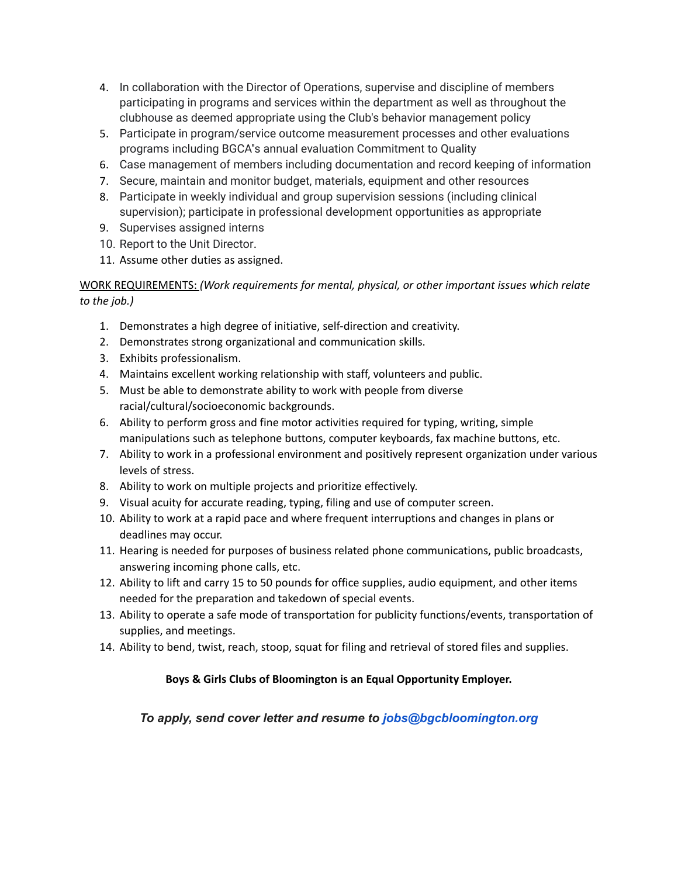4. In collaboration with the Director of Operations, supervise and discipline of members participating in programs and services within the department as well as throughout the clubhouse as deemed appropriate using the Club's behavior management policy
5. Participate in program/service outcome measurement processes and other evaluations programs including BGCA"s annual evaluation Commitment to Quality
6. Case management of members including documentation and record keeping of information
7. Secure, maintain and monitor budget, materials, equipment and other resources
8. Participate in weekly individual and group supervision sessions (including clinical supervision); participate in professional development opportunities as appropriate
9. Supervises assigned interns
10. Report to the Unit Director.
11. Assume other duties as assigned.

<u>WORK REQUIREMENTS:</u> *(Work requirements for mental, physical, or other important issues which relate to the job.)*

1. Demonstrates a high degree of initiative, self-direction and creativity.
2. Demonstrates strong organizational and communication skills.
3. Exhibits professionalism.
4. Maintains excellent working relationship with staff, volunteers and public.
5. Must be able to demonstrate ability to work with people from diverse racial/cultural/socioeconomic backgrounds.
6. Ability to perform gross and fine motor activities required for typing, writing, simple manipulations such as telephone buttons, computer keyboards, fax machine buttons, etc.
7. Ability to work in a professional environment and positively represent organization under various levels of stress.
8. Ability to work on multiple projects and prioritize effectively.
9. Visual acuity for accurate reading, typing, filing and use of computer screen.
10. Ability to work at a rapid pace and where frequent interruptions and changes in plans or deadlines may occur.
11. Hearing is needed for purposes of business related phone communications, public broadcasts, answering incoming phone calls, etc.
12. Ability to lift and carry 15 to 50 pounds for office supplies, audio equipment, and other items needed for the preparation and takedown of special events.
13. Ability to operate a safe mode of transportation for publicity functions/events, transportation of supplies, and meetings.
14. Ability to bend, twist, reach, stoop, squat for filing and retrieval of stored files and supplies.

**Boys & Girls Clubs of Bloomington is an Equal Opportunity Employer.**

***To apply, send cover letter and resume to jobs@bgcbloomington.org***